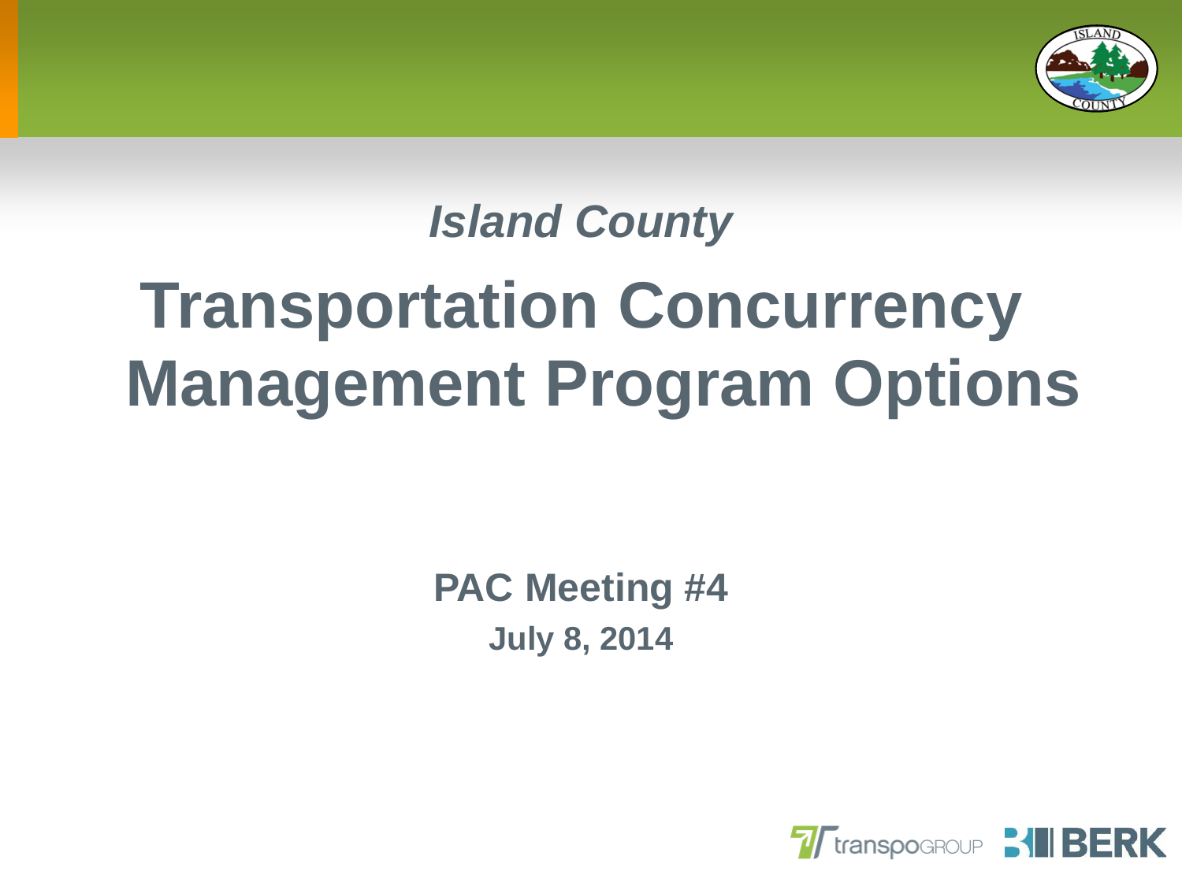*Island County*

# Transportation Concurrency Management Program Options

**PAC Meeting #4**

**July 8, 2014**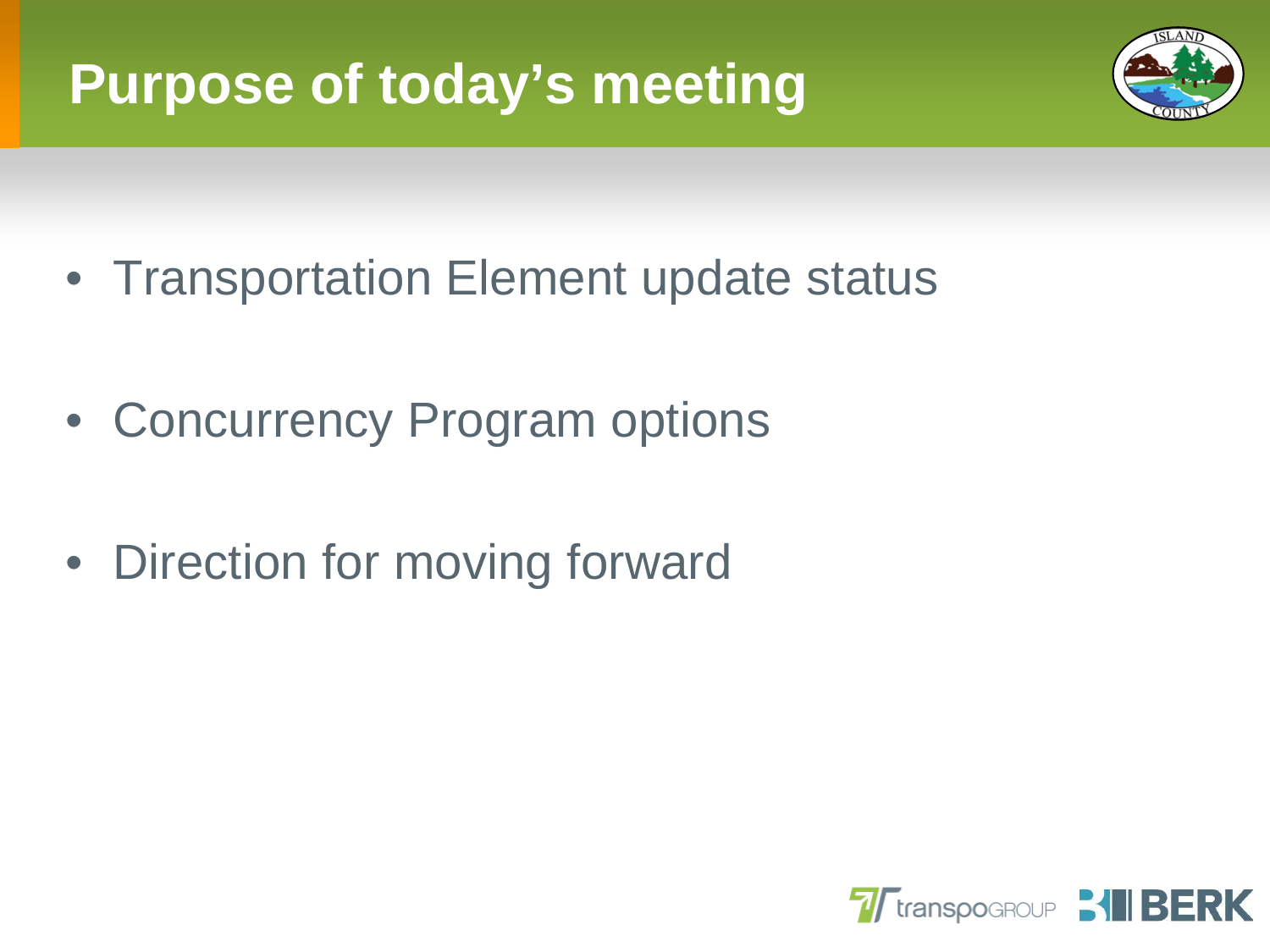# Purpose of today's meeting

- Transportation Element update status
- Concurrency Program options
- Direction for moving forward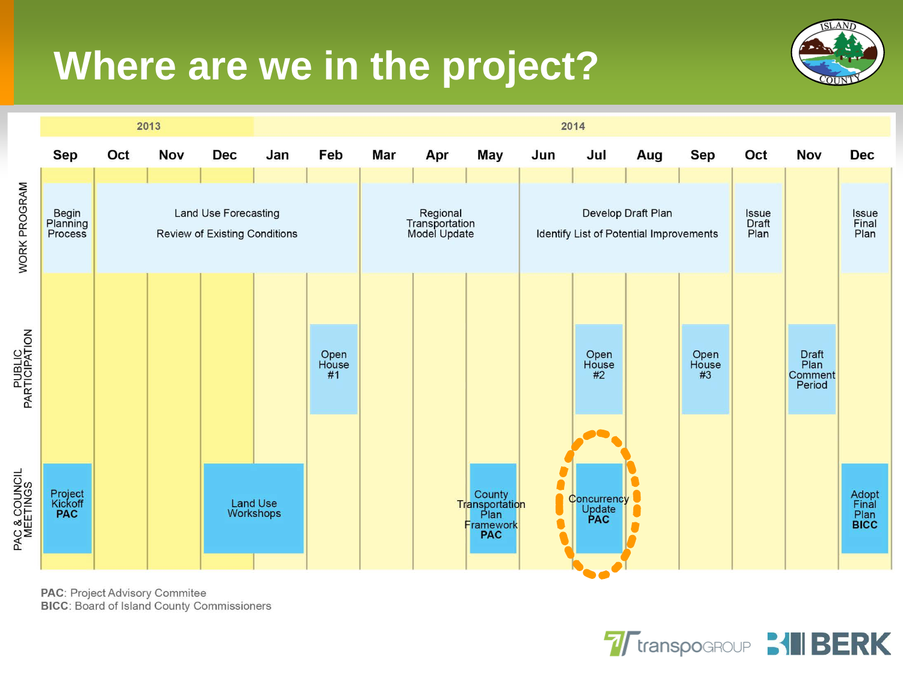# Where are we in the project?

| | 2013 | | | | 2014 | | | | | | | | | | | |
|---|---|---|---|---|---|---|---|---|---|---|---|---|---|---|---|---|
| | **Sep** | **Oct** | **Nov** | **Dec** | **Jan** | **Feb** | **Mar** | **Apr** | **May** | **Jun** | **Jul** | **Aug** | **Sep** | **Oct** | **Nov** | **Dec** |
| WORK PROGRAM | Begin Planning Process | Land Use Forecasting; Review of Existing Conditions | | | | | Regional Transportation Model Update | | | Develop Draft Plan; Identify List of Potential Improvements | | | | Issue Draft Plan | | Issue Final Plan |
| PUBLIC PARTICIPATION | | | | | | Open House #1 | | | | | Open House #2 | | Open House #3 | | Draft Plan Comment Period | |
| PAC & COUNCIL MEETINGS | Project Kickoff **PAC** | | | Land Use Workshops | | | | | County Transportation Plan Framework **PAC** | | Concurrency Update **PAC** | | | | | Adopt Final Plan **BICC** |

**PAC**: Project Advisory Commitee
**BICC**: Board of Island County Commissioners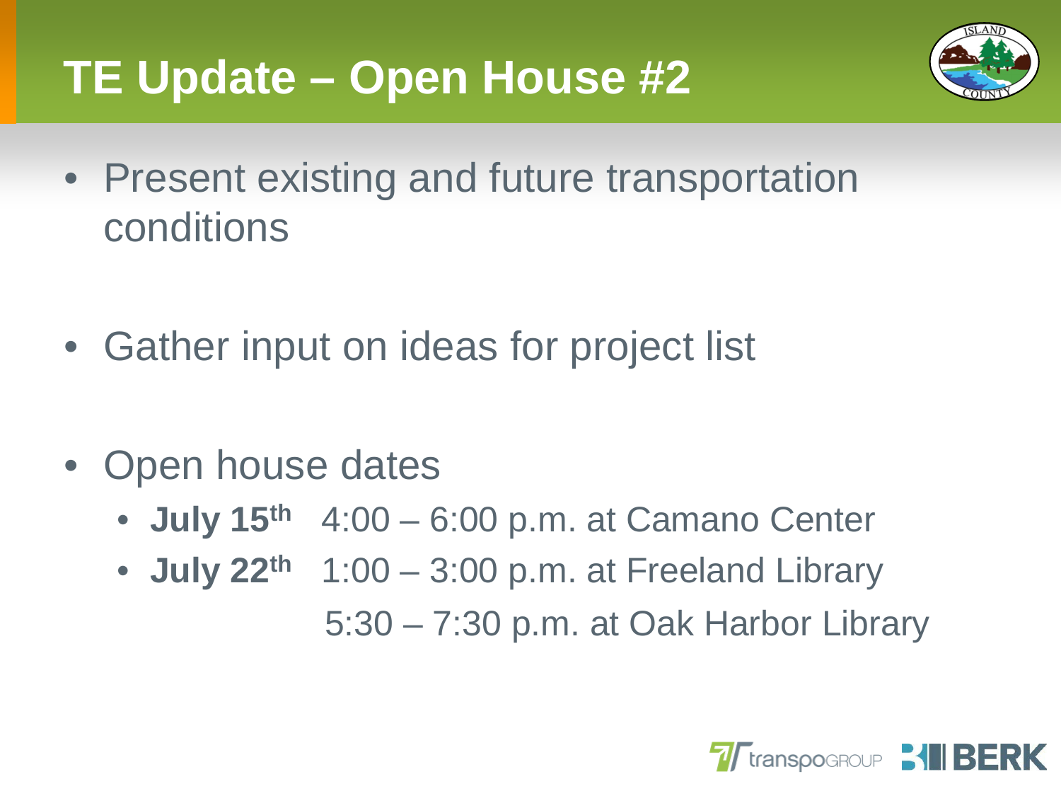# TE Update – Open House #2

- Present existing and future transportation conditions

- Gather input on ideas for project list

- Open house dates
  - **July 15th** 4:00 – 6:00 p.m. at Camano Center
  - **July 22nd** 1:00 – 3:00 p.m. at Freeland Library
    5:30 – 7:30 p.m. at Oak Harbor Library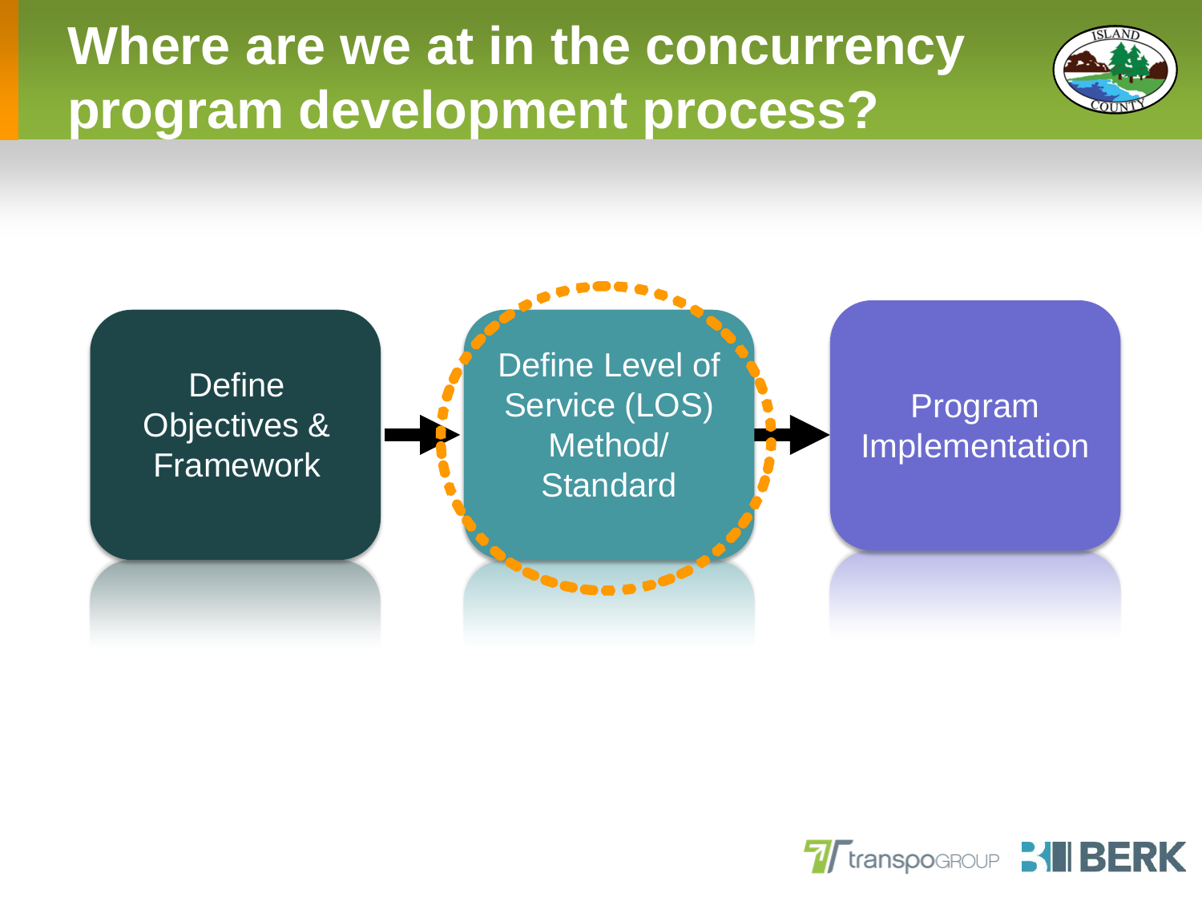# Where are we at in the concurrency program development process?

Define Objectives & Framework → Define Level of Service (LOS) Method/ Standard → Program Implementation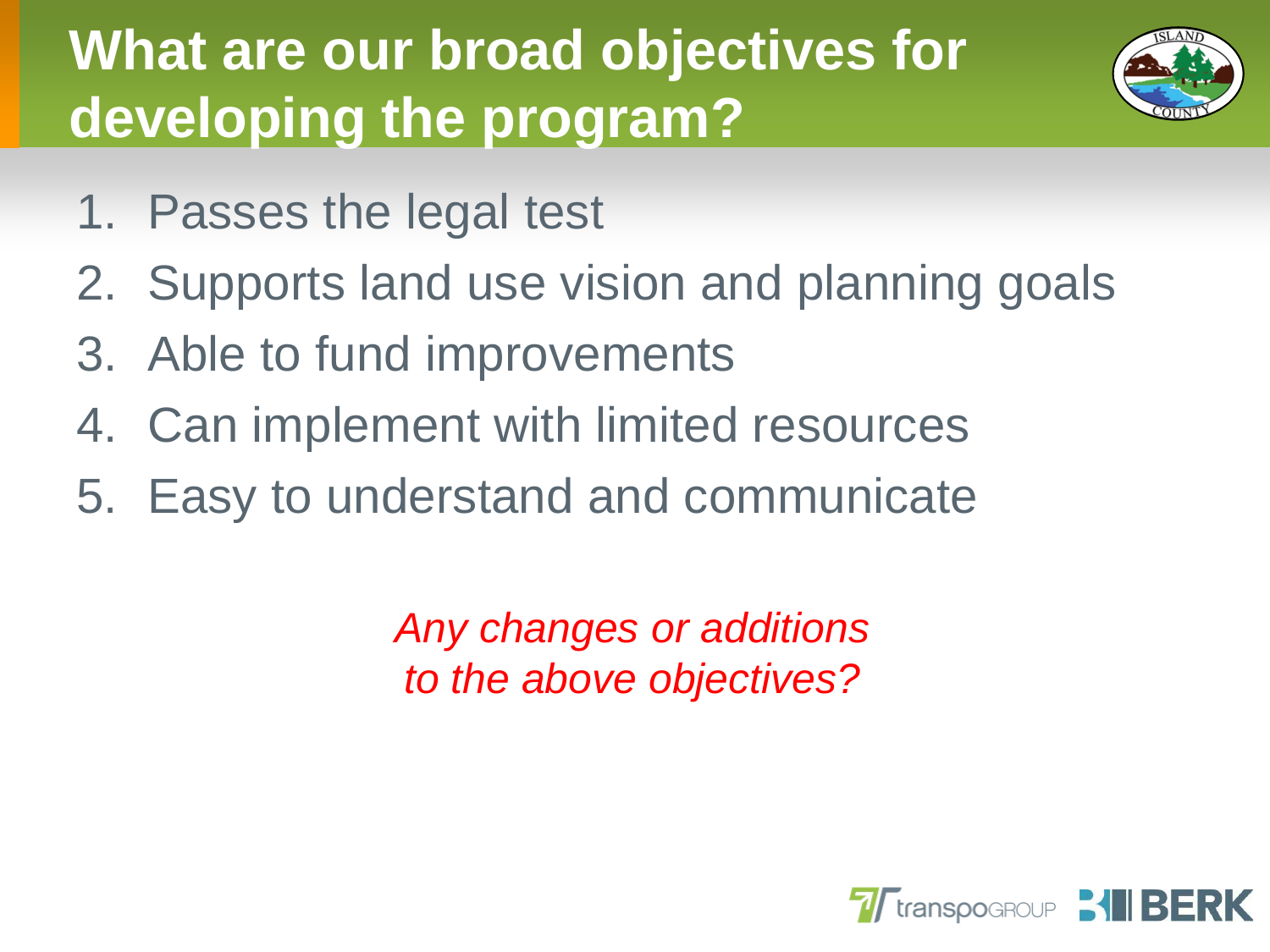# What are our broad objectives for developing the program?

1. Passes the legal test
2. Supports land use vision and planning goals
3. Able to fund improvements
4. Can implement with limited resources
5. Easy to understand and communicate

*Any changes or additions to the above objectives?*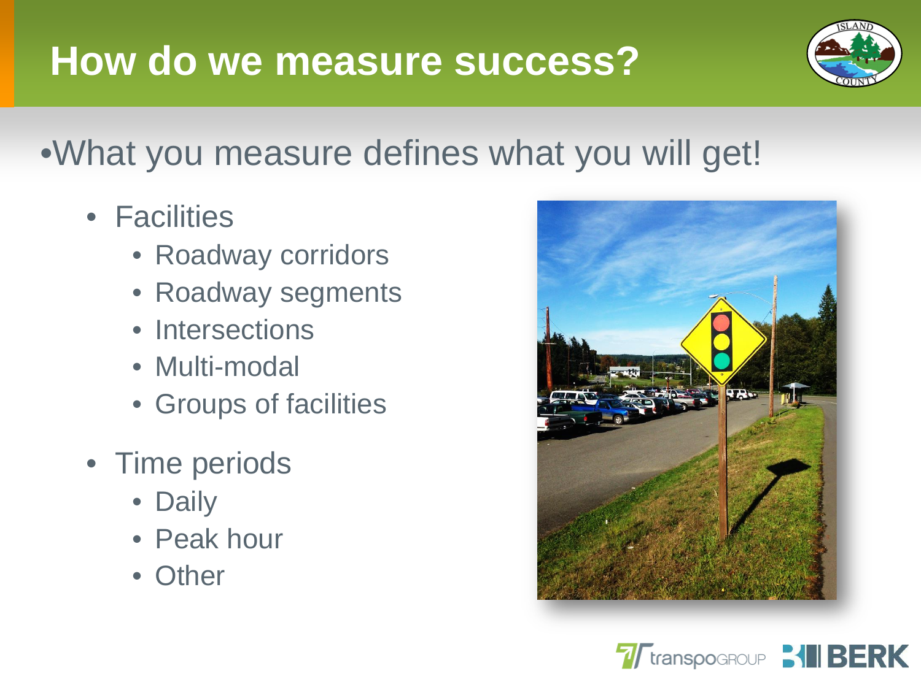# How do we measure success?

- What you measure defines what you will get!

  - Facilities
    - Roadway corridors
    - Roadway segments
    - Intersections
    - Multi-modal
    - Groups of facilities
  - Time periods
    - Daily
    - Peak hour
    - Other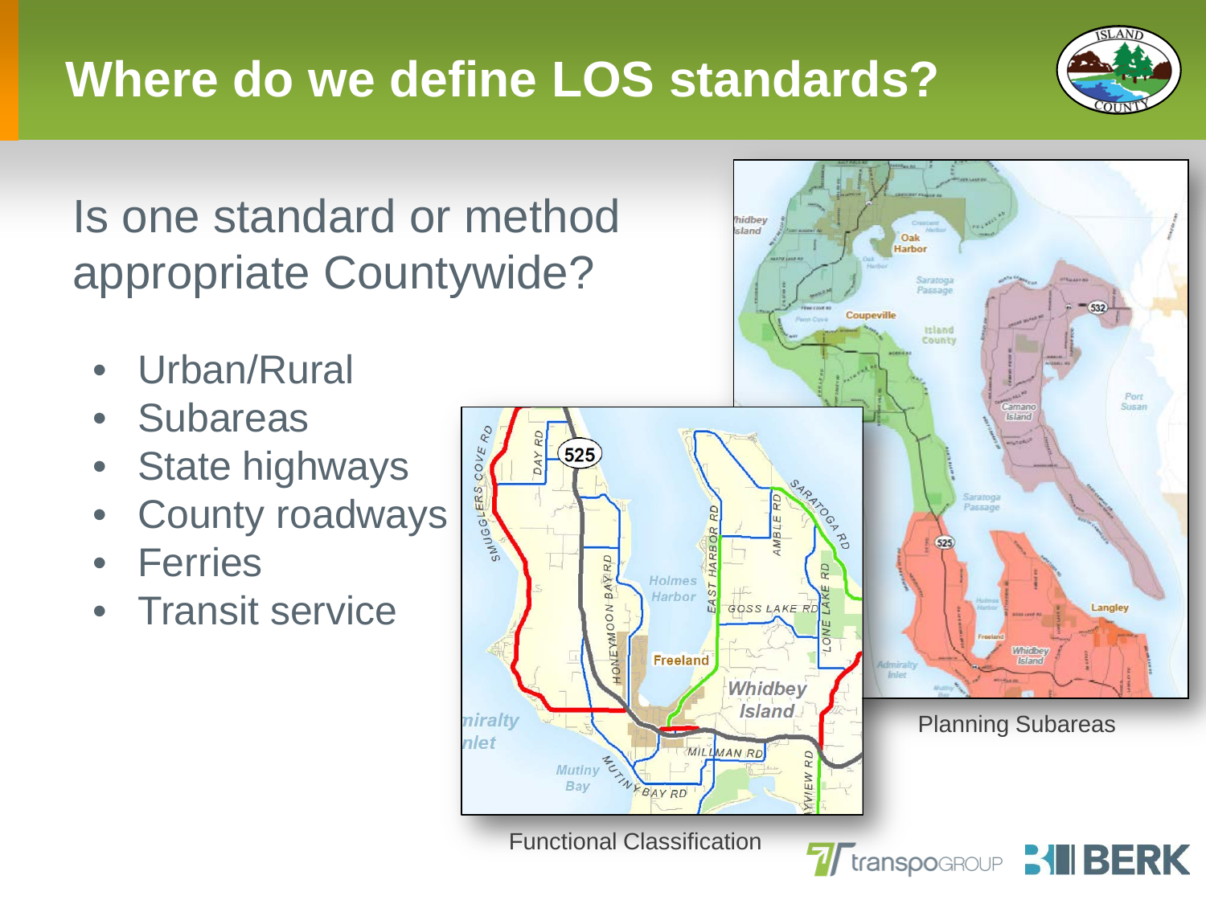# Where do we define LOS standards?

Is one standard or method appropriate Countywide?

- Urban/Rural
- Subareas
- State highways
- County roadways
- Ferries
- Transit service

Functional Classification

Planning Subareas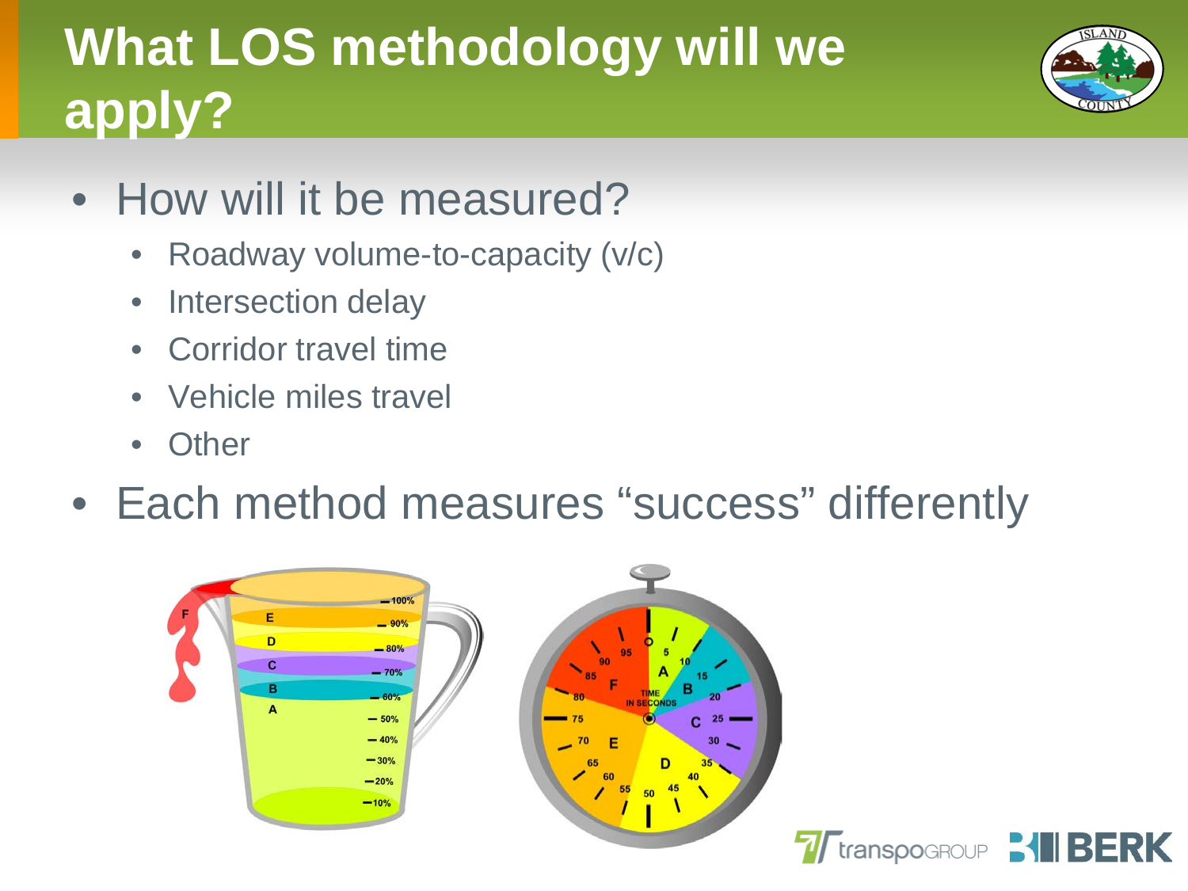# What LOS methodology will we apply?

- How will it be measured?
  - Roadway volume-to-capacity (v/c)
  - Intersection delay
  - Corridor travel time
  - Vehicle miles travel
  - Other
- Each method measures “success” differently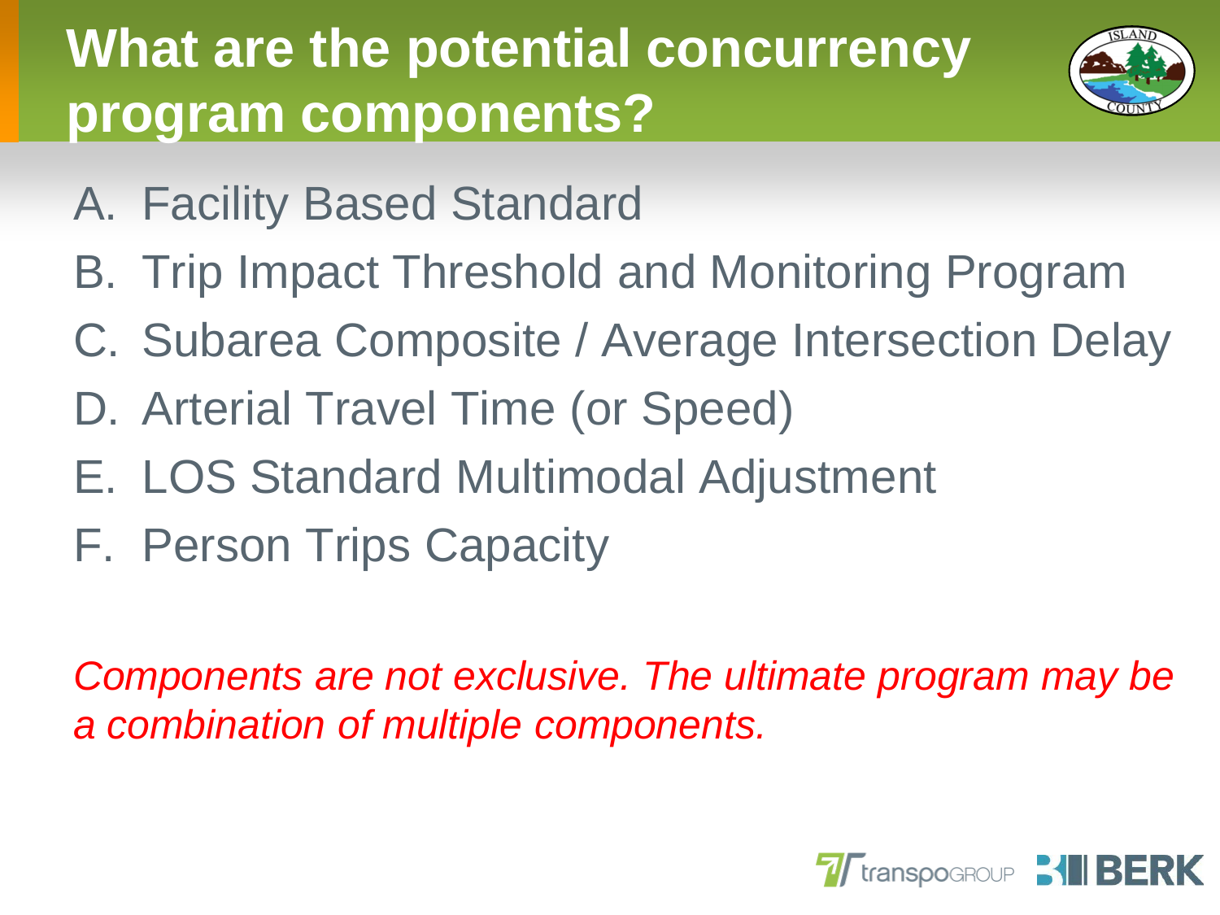# What are the potential concurrency program components?

A. Facility Based Standard
B. Trip Impact Threshold and Monitoring Program
C. Subarea Composite / Average Intersection Delay
D. Arterial Travel Time (or Speed)
E. LOS Standard Multimodal Adjustment
F. Person Trips Capacity

*Components are not exclusive. The ultimate program may be a combination of multiple components.*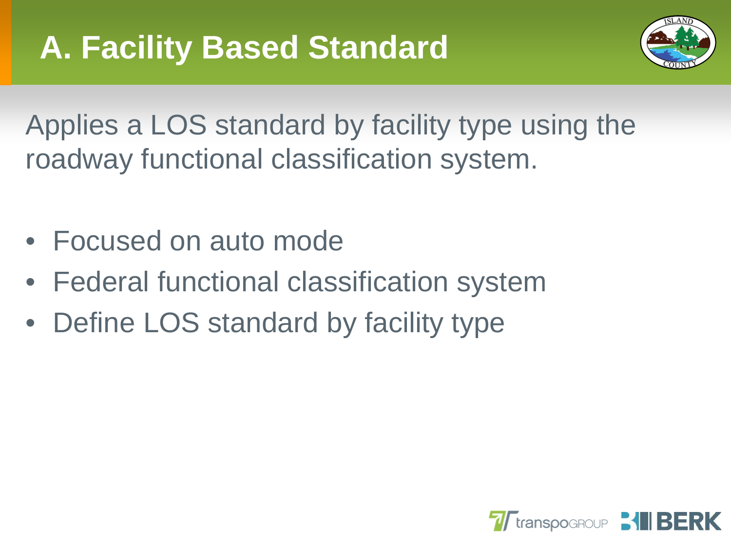# A. Facility Based Standard

Applies a LOS standard by facility type using the roadway functional classification system.

- Focused on auto mode
- Federal functional classification system
- Define LOS standard by facility type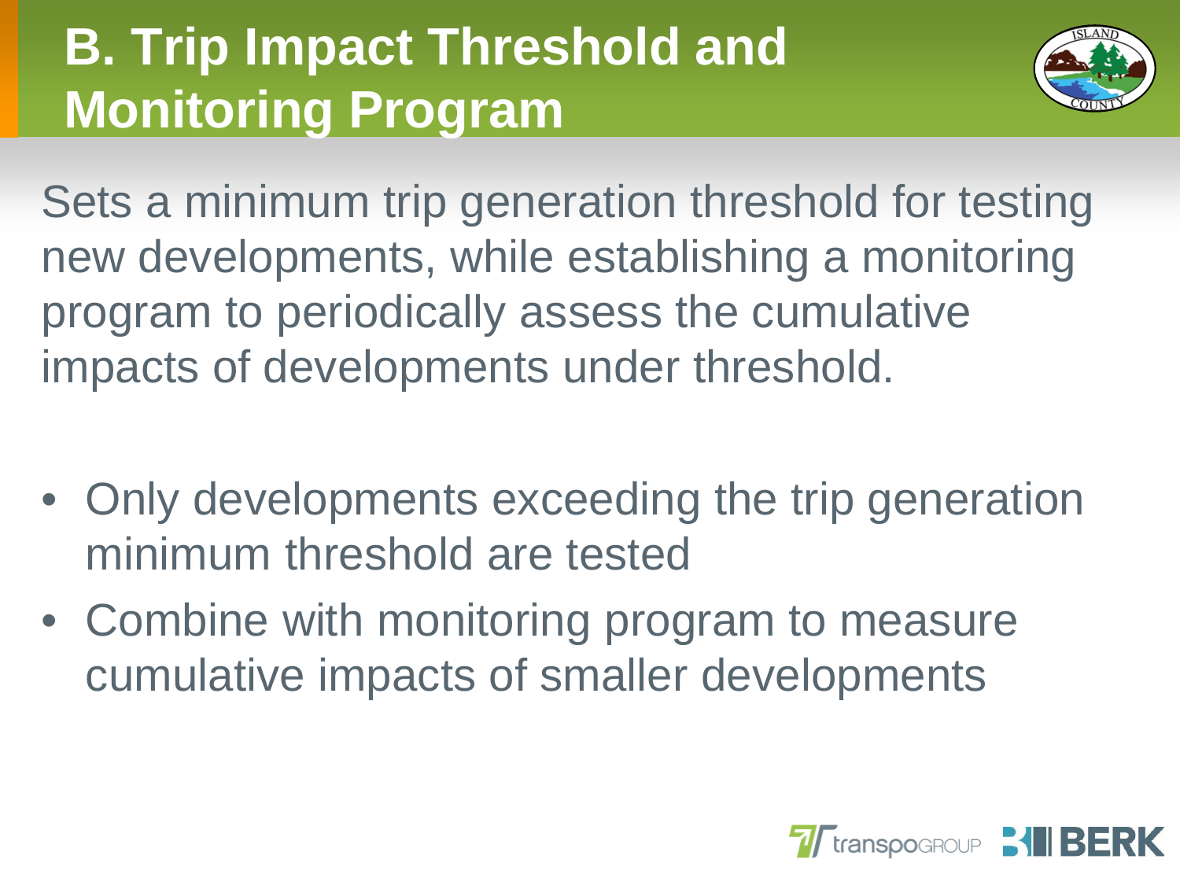# B. Trip Impact Threshold and Monitoring Program

Sets a minimum trip generation threshold for testing new developments, while establishing a monitoring program to periodically assess the cumulative impacts of developments under threshold.

- Only developments exceeding the trip generation minimum threshold are tested
- Combine with monitoring program to measure cumulative impacts of smaller developments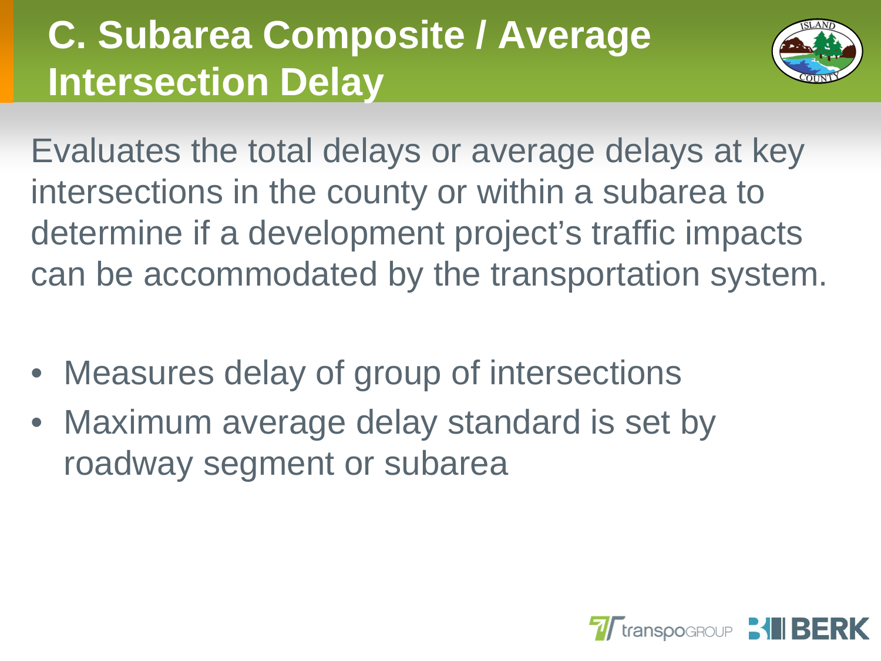# C. Subarea Composite / Average Intersection Delay

Evaluates the total delays or average delays at key intersections in the county or within a subarea to determine if a development project's traffic impacts can be accommodated by the transportation system.

- Measures delay of group of intersections
- Maximum average delay standard is set by roadway segment or subarea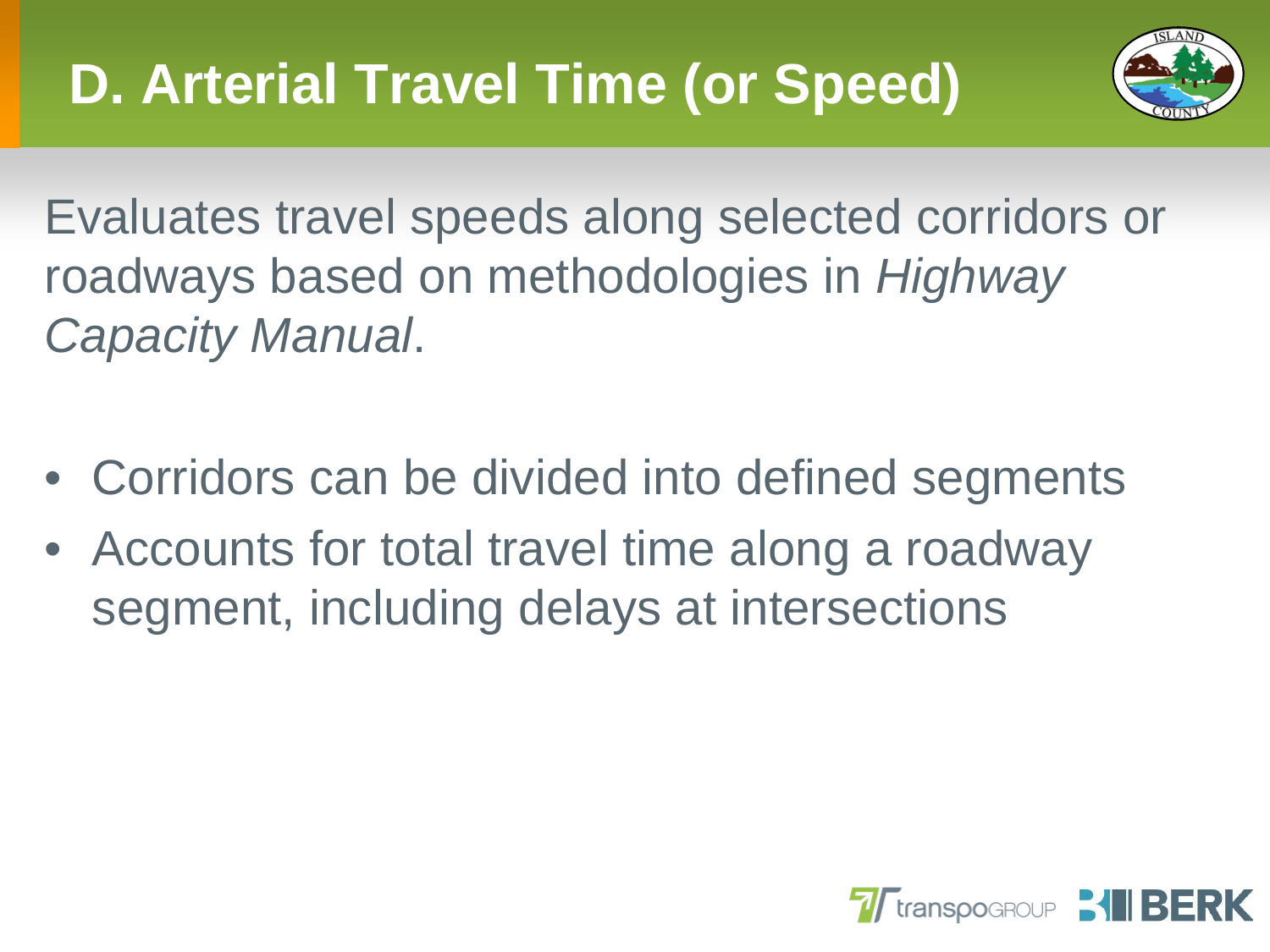# D. Arterial Travel Time (or Speed)

Evaluates travel speeds along selected corridors or roadways based on methodologies in *Highway Capacity Manual*.

- Corridors can be divided into defined segments
- Accounts for total travel time along a roadway segment, including delays at intersections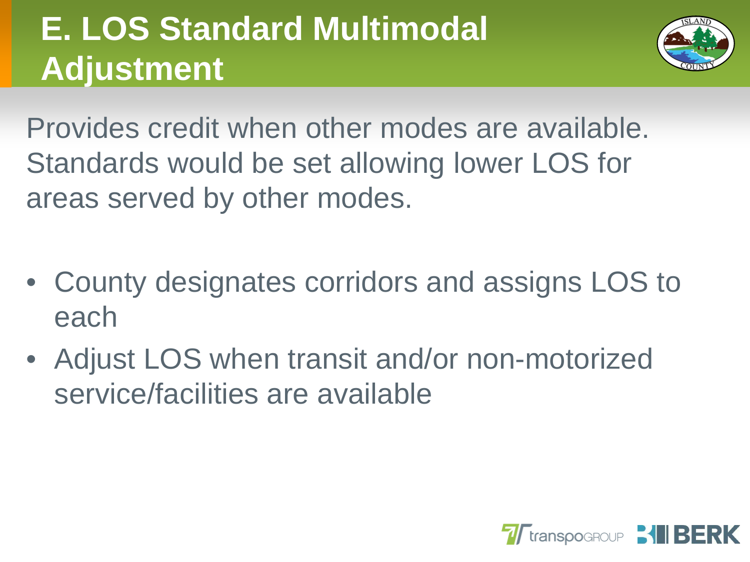# E. LOS Standard Multimodal Adjustment

Provides credit when other modes are available. Standards would be set allowing lower LOS for areas served by other modes.

- County designates corridors and assigns LOS to each
- Adjust LOS when transit and/or non-motorized service/facilities are available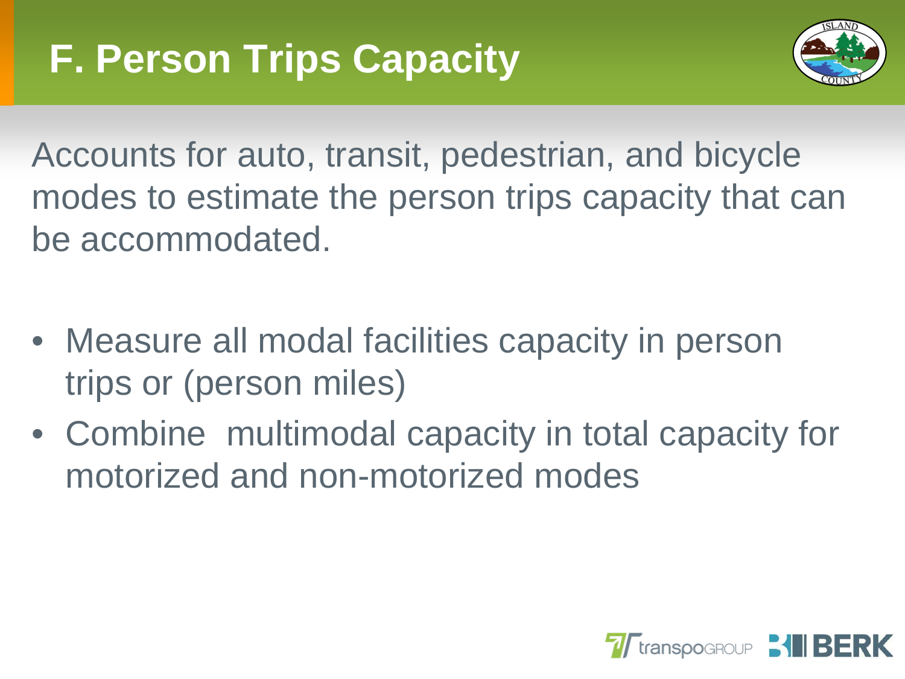# F. Person Trips Capacity

Accounts for auto, transit, pedestrian, and bicycle modes to estimate the person trips capacity that can be accommodated.

- Measure all modal facilities capacity in person trips or (person miles)
- Combine multimodal capacity in total capacity for motorized and non-motorized modes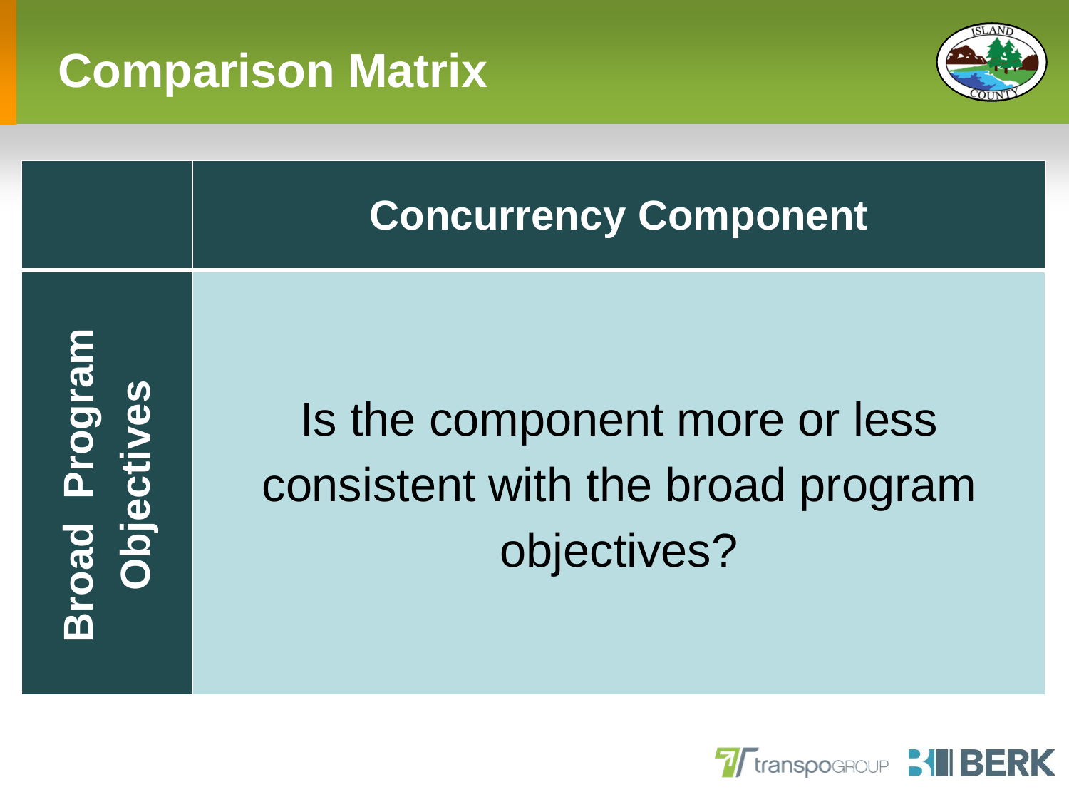# Comparison Matrix

| | Concurrency Component |
| --- | --- |
| **Broad Program Objectives** | Is the component more or less consistent with the broad program objectives? |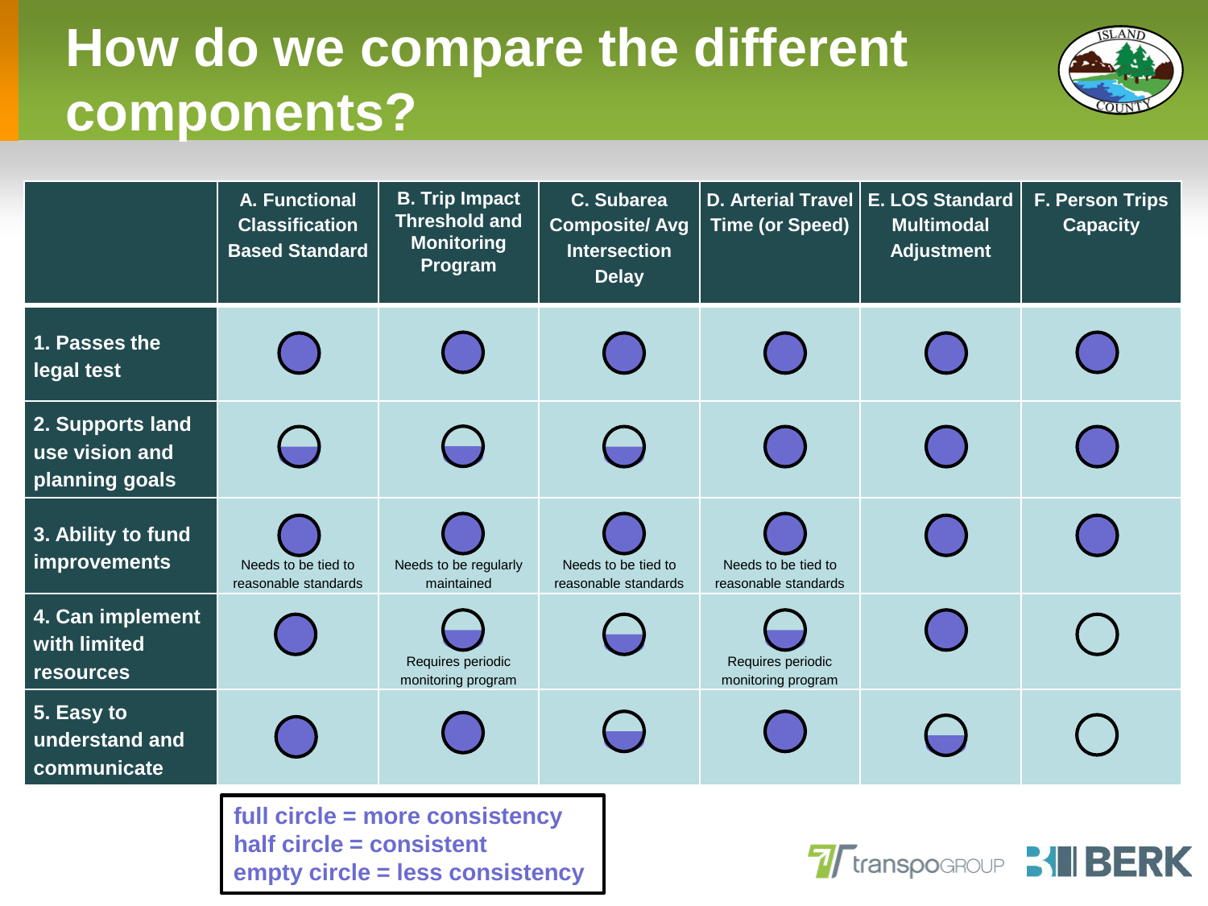# How do we compare the different components?

| | A. Functional Classification Based Standard | B. Trip Impact Threshold and Monitoring Program | C. Subarea Composite/ Avg Intersection Delay | D. Arterial Travel Time (or Speed) | E. LOS Standard Multimodal Adjustment | F. Person Trips Capacity |
|---|---|---|---|---|---|---|
| **1. Passes the legal test** | Full circle | Full circle | Full circle | Full circle | Full circle | Full circle |
| **2. Supports land use vision and planning goals** | Half circle | Half circle | Half circle | Full circle | Full circle | Full circle |
| **3. Ability to fund improvements** | Full circle<br>Needs to be tied to reasonable standards | Full circle<br>Needs to be regularly maintained | Full circle<br>Needs to be tied to reasonable standards | Full circle<br>Needs to be tied to reasonable standards | Full circle | Full circle |
| **4. Can implement with limited resources** | Full circle | Half circle<br>Requires periodic monitoring program | Half circle | Half circle<br>Requires periodic monitoring program | Full circle | Empty circle |
| **5. Easy to understand and communicate** | Full circle | Full circle | Half circle | Full circle | Half circle | Empty circle |

full circle = more consistency
half circle = consistent
empty circle = less consistency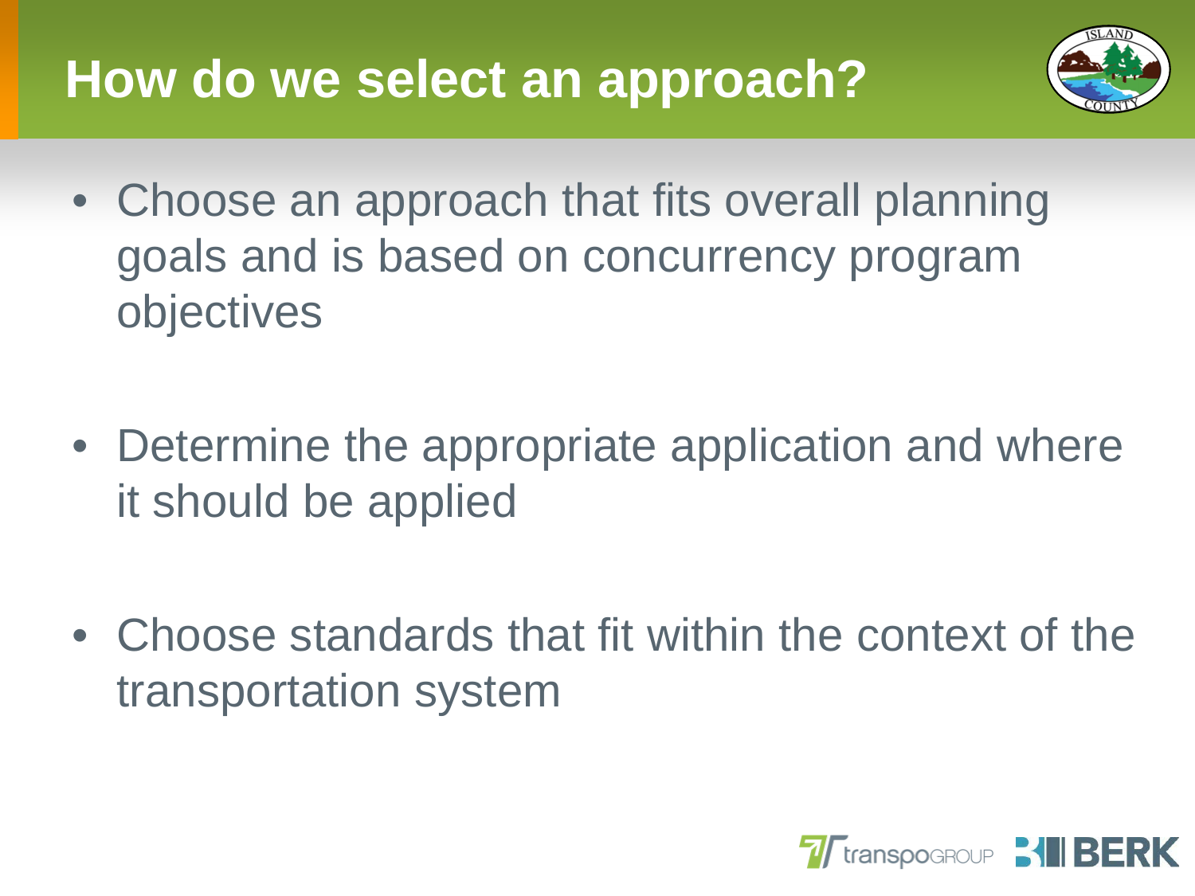# How do we select an approach?

- Choose an approach that fits overall planning goals and is based on concurrency program objectives
- Determine the appropriate application and where it should be applied
- Choose standards that fit within the context of the transportation system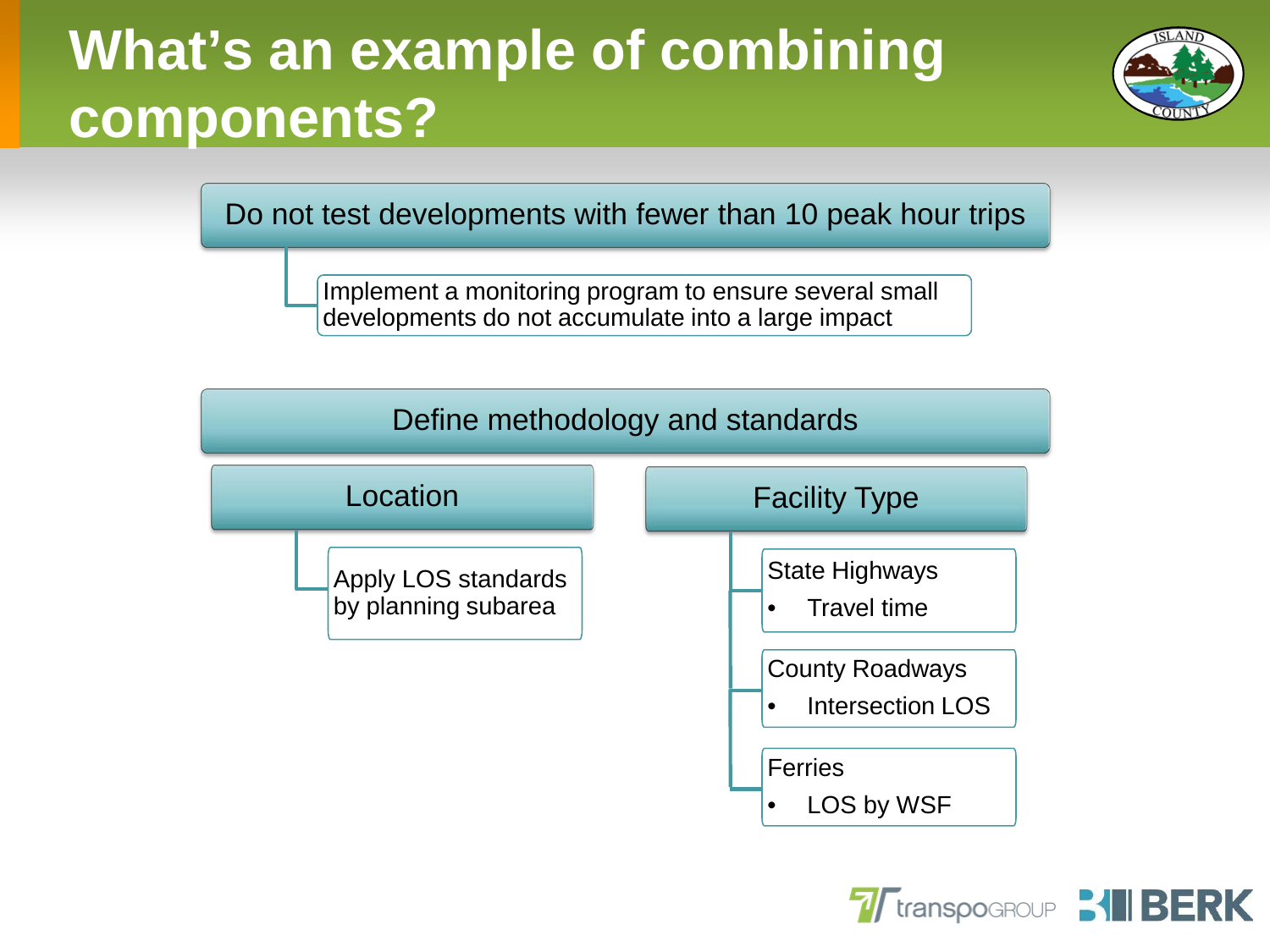# What's an example of combining components?

Do not test developments with fewer than 10 peak hour trips

- Implement a monitoring program to ensure several small developments do not accumulate into a large impact

Define methodology and standards

**Location**

- Apply LOS standards by planning subarea

**Facility Type**

- State Highways
  - Travel time
- County Roadways
  - Intersection LOS
- Ferries
  - LOS by WSF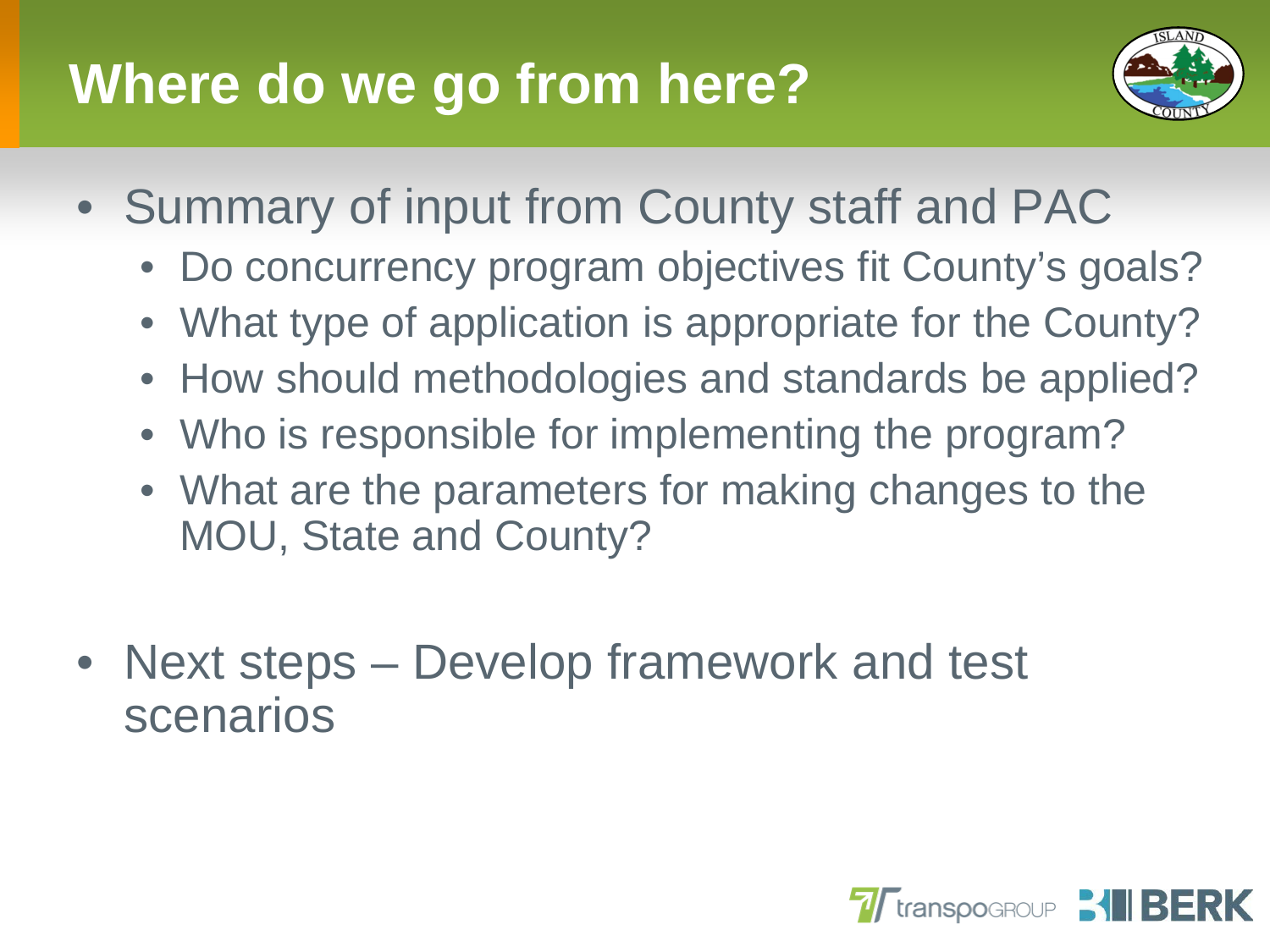# Where do we go from here?

- Summary of input from County staff and PAC
  - Do concurrency program objectives fit County's goals?
  - What type of application is appropriate for the County?
  - How should methodologies and standards be applied?
  - Who is responsible for implementing the program?
  - What are the parameters for making changes to the MOU, State and County?
- Next steps – Develop framework and test scenarios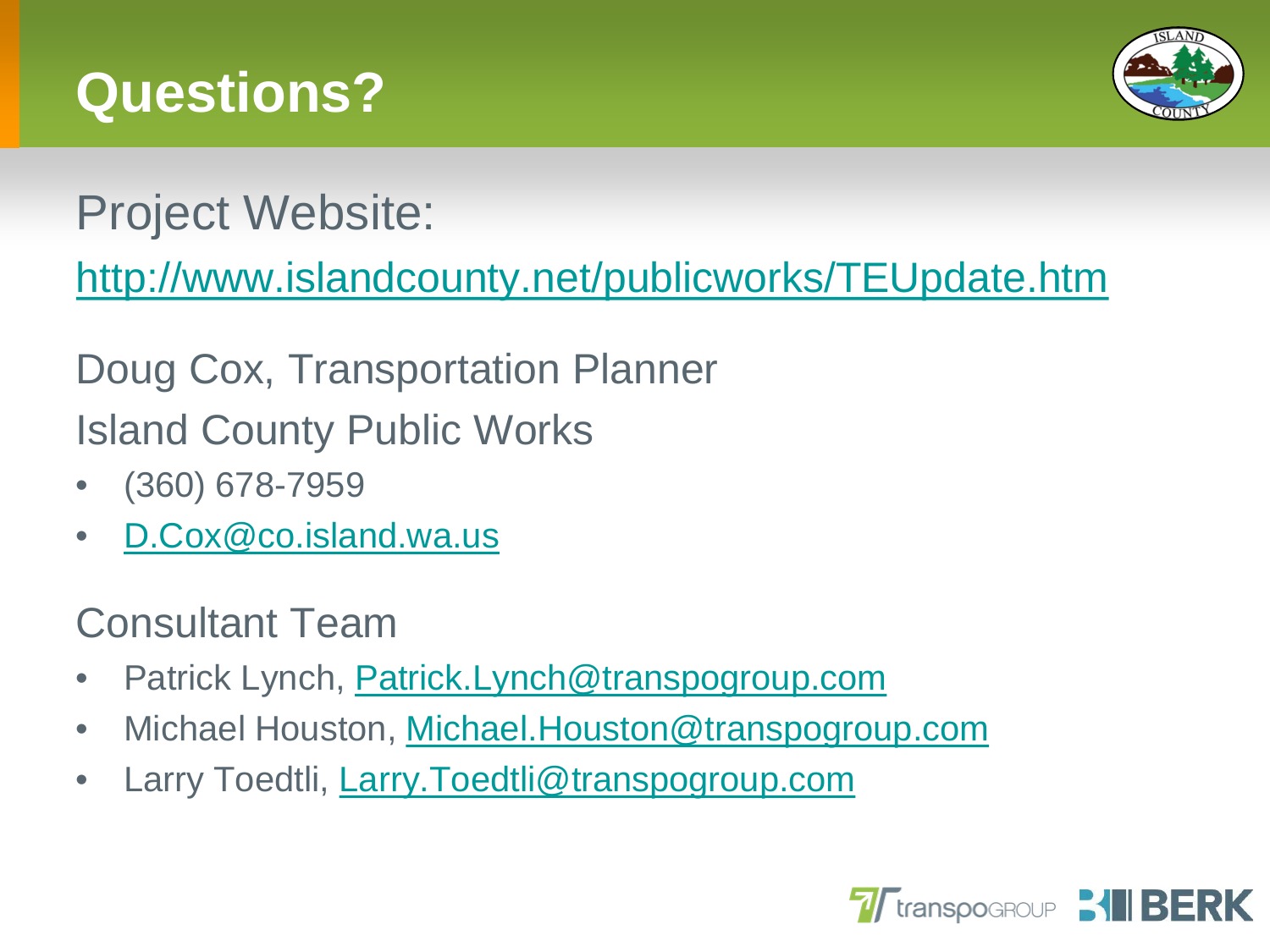# Questions?

Project Website:

http://www.islandcounty.net/publicworks/TEUpdate.htm

Doug Cox, Transportation Planner

Island County Public Works

- (360) 678-7959
- D.Cox@co.island.wa.us

Consultant Team

- Patrick Lynch, Patrick.Lynch@transpogroup.com
- Michael Houston, Michael.Houston@transpogroup.com
- Larry Toedtli, Larry.Toedtli@transpogroup.com